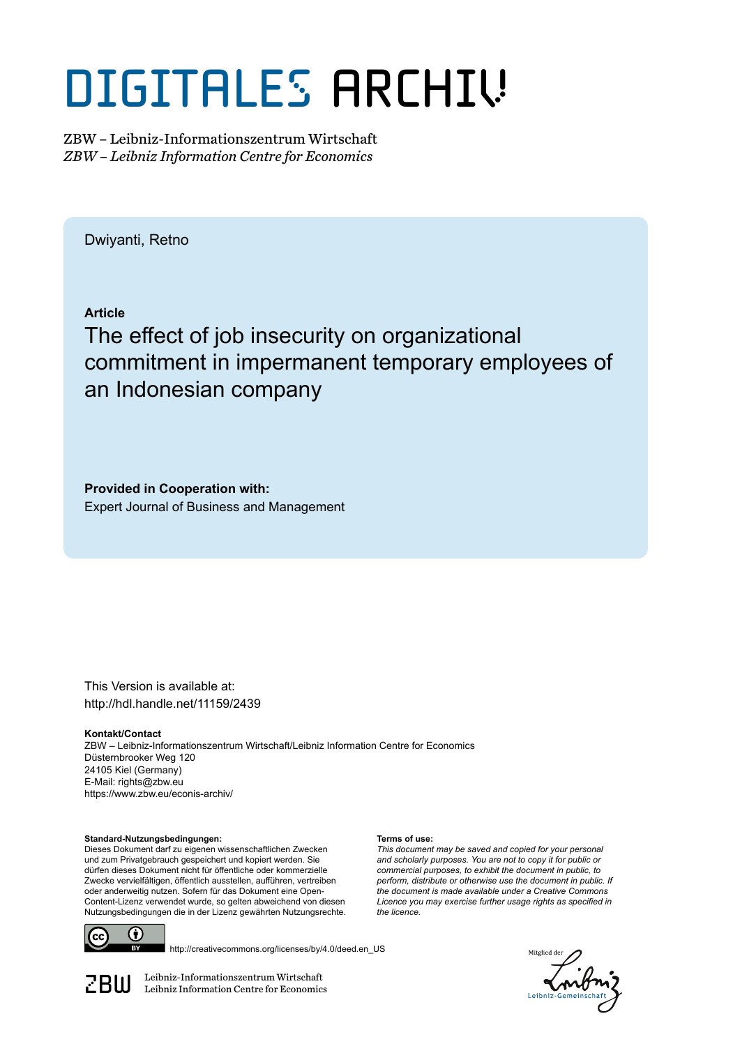# DIGITALES ARCHIV

ZBW – Leibniz-Informationszentrum Wirtschaft
*ZBW – Leibniz Information Centre for Economics*

Dwiyanti, Retno

**Article**

## The effect of job insecurity on organizational commitment in impermanent temporary employees of an Indonesian company

**Provided in Cooperation with:**
Expert Journal of Business and Management

This Version is available at:
http://hdl.handle.net/11159/2439

**Kontakt/Contact**
ZBW – Leibniz-Informationszentrum Wirtschaft/Leibniz Information Centre for Economics
Düsternbrooker Weg 120
24105 Kiel (Germany)
E-Mail: rights@zbw.eu
https://www.zbw.eu/econis-archiv/

**Standard-Nutzungsbedingungen:**
Dieses Dokument darf zu eigenen wissenschaftlichen Zwecken und zum Privatgebrauch gespeichert und kopiert werden. Sie dürfen dieses Dokument nicht für öffentliche oder kommerzielle Zwecke vervielfältigen, öffentlich ausstellen, aufführen, vertreiben oder anderweitig nutzen. Sofern für das Dokument eine Open-Content-Lizenz verwendet wurde, so gelten abweichend von diesen Nutzungsbedingungen die in der Lizenz gewährten Nutzungsrechte.

**Terms of use:**
*This document may be saved and copied for your personal and scholarly purposes. You are not to copy it for public or commercial purposes, to exhibit the document in public, to perform, distribute or otherwise use the document in public. If the document is made available under a Creative Commons Licence you may exercise further usage rights as specified in the licence.*

http://creativecommons.org/licenses/by/4.0/deed.en_US

ZBW Leibniz-Informationszentrum Wirtschaft
Leibniz Information Centre for Economics

Mitglied der Leibniz-Gemeinschaft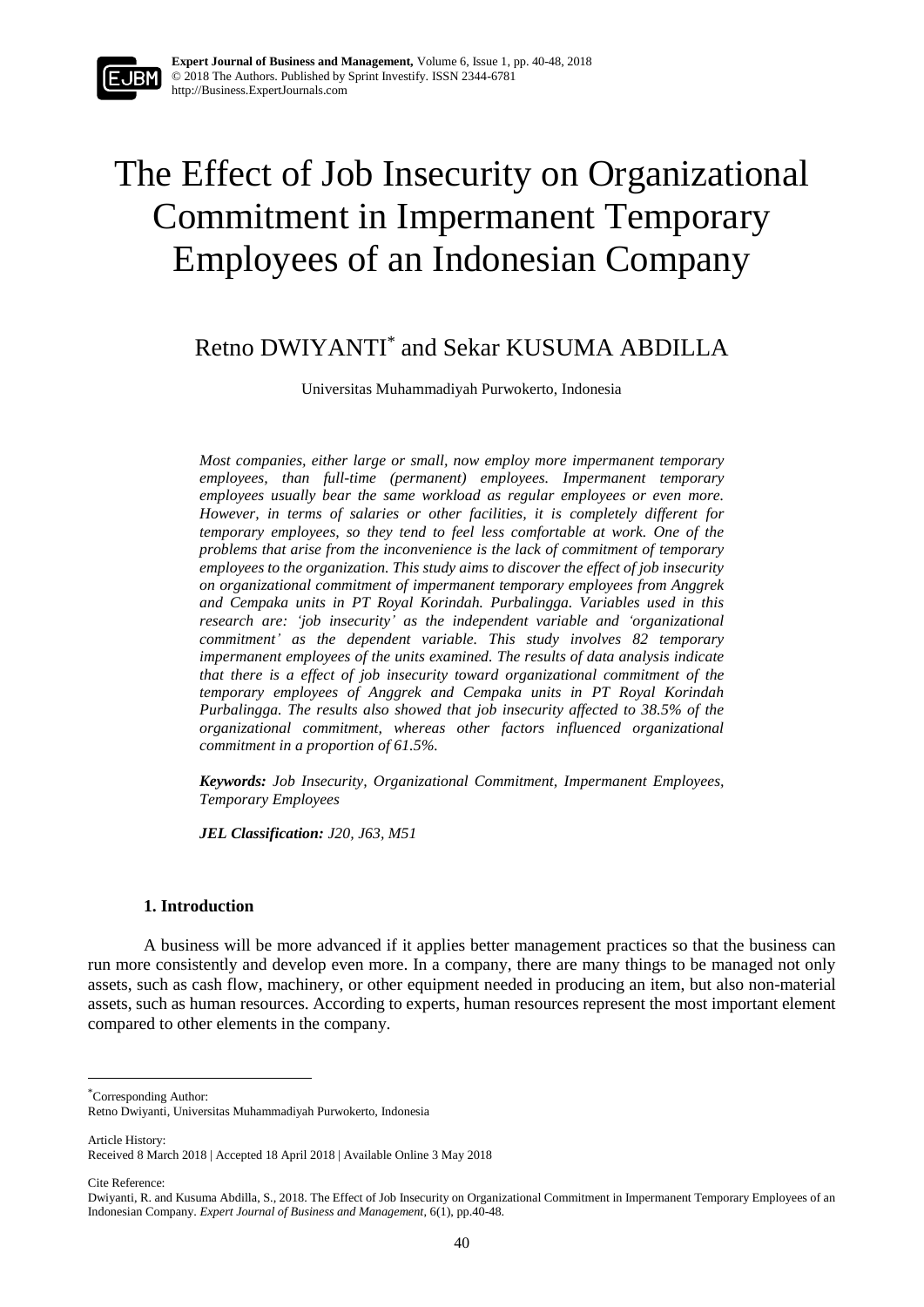# The Effect of Job Insecurity on Organizational Commitment in Impermanent Temporary Employees of an Indonesian Company

Retno DWIYANTI[*] and Sekar KUSUMA ABDILLA

Universitas Muhammadiyah Purwokerto, Indonesia

*Most companies, either large or small, now employ more impermanent temporary employees, than full-time (permanent) employees. Impermanent temporary employees usually bear the same workload as regular employees or even more. However, in terms of salaries or other facilities, it is completely different for temporary employees, so they tend to feel less comfortable at work. One of the problems that arise from the inconvenience is the lack of commitment of temporary employees to the organization. This study aims to discover the effect of job insecurity on organizational commitment of impermanent temporary employees from Anggrek and Cempaka units in PT Royal Korindah. Purbalingga. Variables used in this research are: 'job insecurity' as the independent variable and 'organizational commitment' as the dependent variable. This study involves 82 temporary impermanent employees of the units examined. The results of data analysis indicate that there is a effect of job insecurity toward organizational commitment of the temporary employees of Anggrek and Cempaka units in PT Royal Korindah Purbalingga. The results also showed that job insecurity affected to 38.5% of the organizational commitment, whereas other factors influenced organizational commitment in a proportion of 61.5%.*

***Keywords:*** *Job Insecurity, Organizational Commitment, Impermanent Employees, Temporary Employees*

***JEL Classification:*** *J20, J63, M51*

## 1. Introduction

A business will be more advanced if it applies better management practices so that the business can run more consistently and develop even more. In a company, there are many things to be managed not only assets, such as cash flow, machinery, or other equipment needed in producing an item, but also non-material assets, such as human resources. According to experts, human resources represent the most important element compared to other elements in the company.

---

[*] Corresponding Author:
Retno Dwiyanti, Universitas Muhammadiyah Purwokerto, Indonesia

Article History:
Received 8 March 2018 | Accepted 18 April 2018 | Available Online 3 May 2018

Cite Reference:
Dwiyanti, R. and Kusuma Abdilla, S., 2018. The Effect of Job Insecurity on Organizational Commitment in Impermanent Temporary Employees of an Indonesian Company. *Expert Journal of Business and Management*, 6(1), pp.40-48.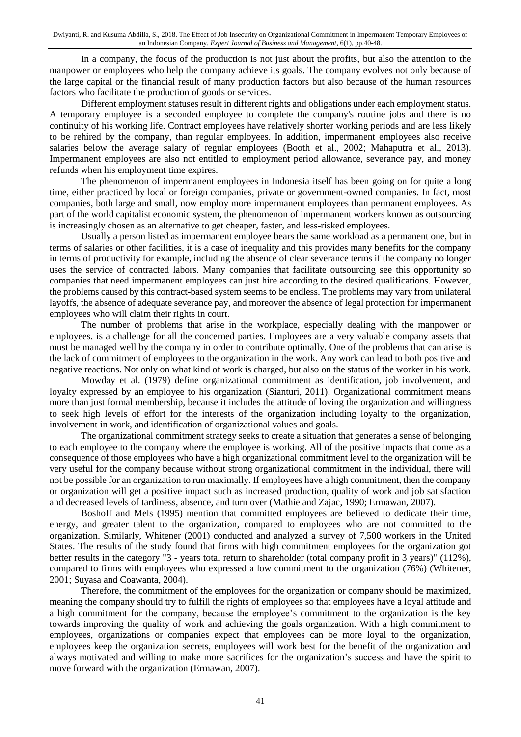In a company, the focus of the production is not just about the profits, but also the attention to the manpower or employees who help the company achieve its goals. The company evolves not only because of the large capital or the financial result of many production factors but also because of the human resources factors who facilitate the production of goods or services.

Different employment statuses result in different rights and obligations under each employment status. A temporary employee is a seconded employee to complete the company's routine jobs and there is no continuity of his working life. Contract employees have relatively shorter working periods and are less likely to be rehired by the company, than regular employees. In addition, impermanent employees also receive salaries below the average salary of regular employees (Booth et al., 2002; Mahaputra et al., 2013). Impermanent employees are also not entitled to employment period allowance, severance pay, and money refunds when his employment time expires.

The phenomenon of impermanent employees in Indonesia itself has been going on for quite a long time, either practiced by local or foreign companies, private or government-owned companies. In fact, most companies, both large and small, now employ more impermanent employees than permanent employees. As part of the world capitalist economic system, the phenomenon of impermanent workers known as outsourcing is increasingly chosen as an alternative to get cheaper, faster, and less-risked employees.

Usually a person listed as impermanent employee bears the same workload as a permanent one, but in terms of salaries or other facilities, it is a case of inequality and this provides many benefits for the company in terms of productivity for example, including the absence of clear severance terms if the company no longer uses the service of contracted labors. Many companies that facilitate outsourcing see this opportunity so companies that need impermanent employees can just hire according to the desired qualifications. However, the problems caused by this contract-based system seems to be endless. The problems may vary from unilateral layoffs, the absence of adequate severance pay, and moreover the absence of legal protection for impermanent employees who will claim their rights in court.

The number of problems that arise in the workplace, especially dealing with the manpower or employees, is a challenge for all the concerned parties. Employees are a very valuable company assets that must be managed well by the company in order to contribute optimally. One of the problems that can arise is the lack of commitment of employees to the organization in the work. Any work can lead to both positive and negative reactions. Not only on what kind of work is charged, but also on the status of the worker in his work.

Mowday et al. (1979) define organizational commitment as identification, job involvement, and loyalty expressed by an employee to his organization (Sianturi, 2011). Organizational commitment means more than just formal membership, because it includes the attitude of loving the organization and willingness to seek high levels of effort for the interests of the organization including loyalty to the organization, involvement in work, and identification of organizational values and goals.

The organizational commitment strategy seeks to create a situation that generates a sense of belonging to each employee to the company where the employee is working. All of the positive impacts that come as a consequence of those employees who have a high organizational commitment level to the organization will be very useful for the company because without strong organizational commitment in the individual, there will not be possible for an organization to run maximally. If employees have a high commitment, then the company or organization will get a positive impact such as increased production, quality of work and job satisfaction and decreased levels of tardiness, absence, and turn over (Mathie and Zajac, 1990; Ermawan, 2007).

Boshoff and Mels (1995) mention that committed employees are believed to dedicate their time, energy, and greater talent to the organization, compared to employees who are not committed to the organization. Similarly, Whitener (2001) conducted and analyzed a survey of 7,500 workers in the United States. The results of the study found that firms with high commitment employees for the organization got better results in the category "3 - years total return to shareholder (total company profit in 3 years)" (112%), compared to firms with employees who expressed a low commitment to the organization (76%) (Whitener, 2001; Suyasa and Coawanta, 2004).

Therefore, the commitment of the employees for the organization or company should be maximized, meaning the company should try to fulfill the rights of employees so that employees have a loyal attitude and a high commitment for the company, because the employee's commitment to the organization is the key towards improving the quality of work and achieving the goals organization. With a high commitment to employees, organizations or companies expect that employees can be more loyal to the organization, employees keep the organization secrets, employees will work best for the benefit of the organization and always motivated and willing to make more sacrifices for the organization's success and have the spirit to move forward with the organization (Ermawan, 2007).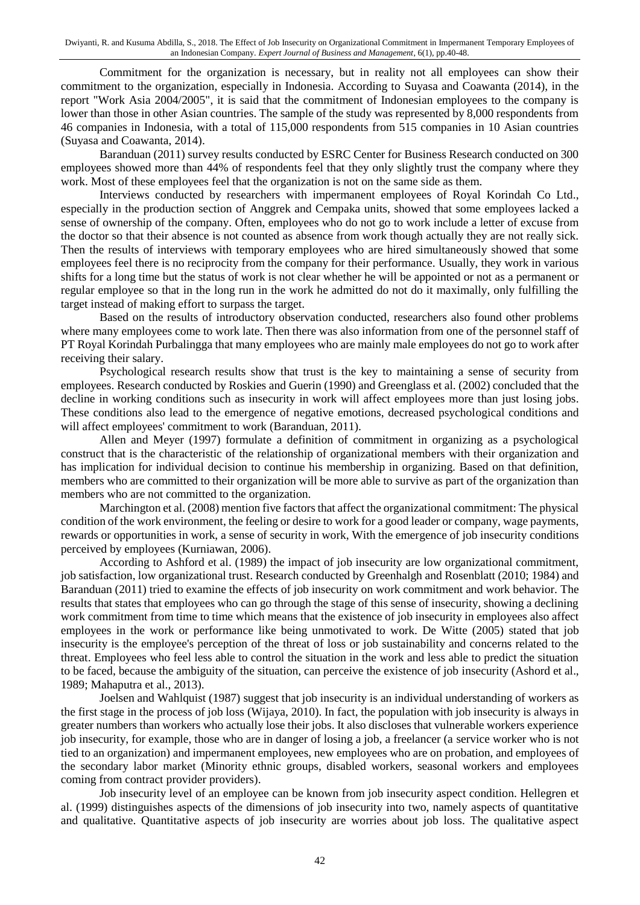Commitment for the organization is necessary, but in reality not all employees can show their commitment to the organization, especially in Indonesia. According to Suyasa and Coawanta (2014), in the report "Work Asia 2004/2005", it is said that the commitment of Indonesian employees to the company is lower than those in other Asian countries. The sample of the study was represented by 8,000 respondents from 46 companies in Indonesia, with a total of 115,000 respondents from 515 companies in 10 Asian countries (Suyasa and Coawanta, 2014).

Baranduan (2011) survey results conducted by ESRC Center for Business Research conducted on 300 employees showed more than 44% of respondents feel that they only slightly trust the company where they work. Most of these employees feel that the organization is not on the same side as them.

Interviews conducted by researchers with impermanent employees of Royal Korindah Co Ltd., especially in the production section of Anggrek and Cempaka units, showed that some employees lacked a sense of ownership of the company. Often, employees who do not go to work include a letter of excuse from the doctor so that their absence is not counted as absence from work though actually they are not really sick. Then the results of interviews with temporary employees who are hired simultaneously showed that some employees feel there is no reciprocity from the company for their performance. Usually, they work in various shifts for a long time but the status of work is not clear whether he will be appointed or not as a permanent or regular employee so that in the long run in the work he admitted do not do it maximally, only fulfilling the target instead of making effort to surpass the target.

Based on the results of introductory observation conducted, researchers also found other problems where many employees come to work late. Then there was also information from one of the personnel staff of PT Royal Korindah Purbalingga that many employees who are mainly male employees do not go to work after receiving their salary.

Psychological research results show that trust is the key to maintaining a sense of security from employees. Research conducted by Roskies and Guerin (1990) and Greenglass et al. (2002) concluded that the decline in working conditions such as insecurity in work will affect employees more than just losing jobs. These conditions also lead to the emergence of negative emotions, decreased psychological conditions and will affect employees' commitment to work (Baranduan, 2011).

Allen and Meyer (1997) formulate a definition of commitment in organizing as a psychological construct that is the characteristic of the relationship of organizational members with their organization and has implication for individual decision to continue his membership in organizing. Based on that definition, members who are committed to their organization will be more able to survive as part of the organization than members who are not committed to the organization.

Marchington et al. (2008) mention five factors that affect the organizational commitment: The physical condition of the work environment, the feeling or desire to work for a good leader or company, wage payments, rewards or opportunities in work, a sense of security in work, With the emergence of job insecurity conditions perceived by employees (Kurniawan, 2006).

According to Ashford et al. (1989) the impact of job insecurity are low organizational commitment, job satisfaction, low organizational trust. Research conducted by Greenhalgh and Rosenblatt (2010; 1984) and Baranduan (2011) tried to examine the effects of job insecurity on work commitment and work behavior. The results that states that employees who can go through the stage of this sense of insecurity, showing a declining work commitment from time to time which means that the existence of job insecurity in employees also affect employees in the work or performance like being unmotivated to work. De Witte (2005) stated that job insecurity is the employee's perception of the threat of loss or job sustainability and concerns related to the threat. Employees who feel less able to control the situation in the work and less able to predict the situation to be faced, because the ambiguity of the situation, can perceive the existence of job insecurity (Ashord et al., 1989; Mahaputra et al., 2013).

Joelsen and Wahlquist (1987) suggest that job insecurity is an individual understanding of workers as the first stage in the process of job loss (Wijaya, 2010). In fact, the population with job insecurity is always in greater numbers than workers who actually lose their jobs. It also discloses that vulnerable workers experience job insecurity, for example, those who are in danger of losing a job, a freelancer (a service worker who is not tied to an organization) and impermanent employees, new employees who are on probation, and employees of the secondary labor market (Minority ethnic groups, disabled workers, seasonal workers and employees coming from contract provider providers).

Job insecurity level of an employee can be known from job insecurity aspect condition. Hellegren et al. (1999) distinguishes aspects of the dimensions of job insecurity into two, namely aspects of quantitative and qualitative. Quantitative aspects of job insecurity are worries about job loss. The qualitative aspect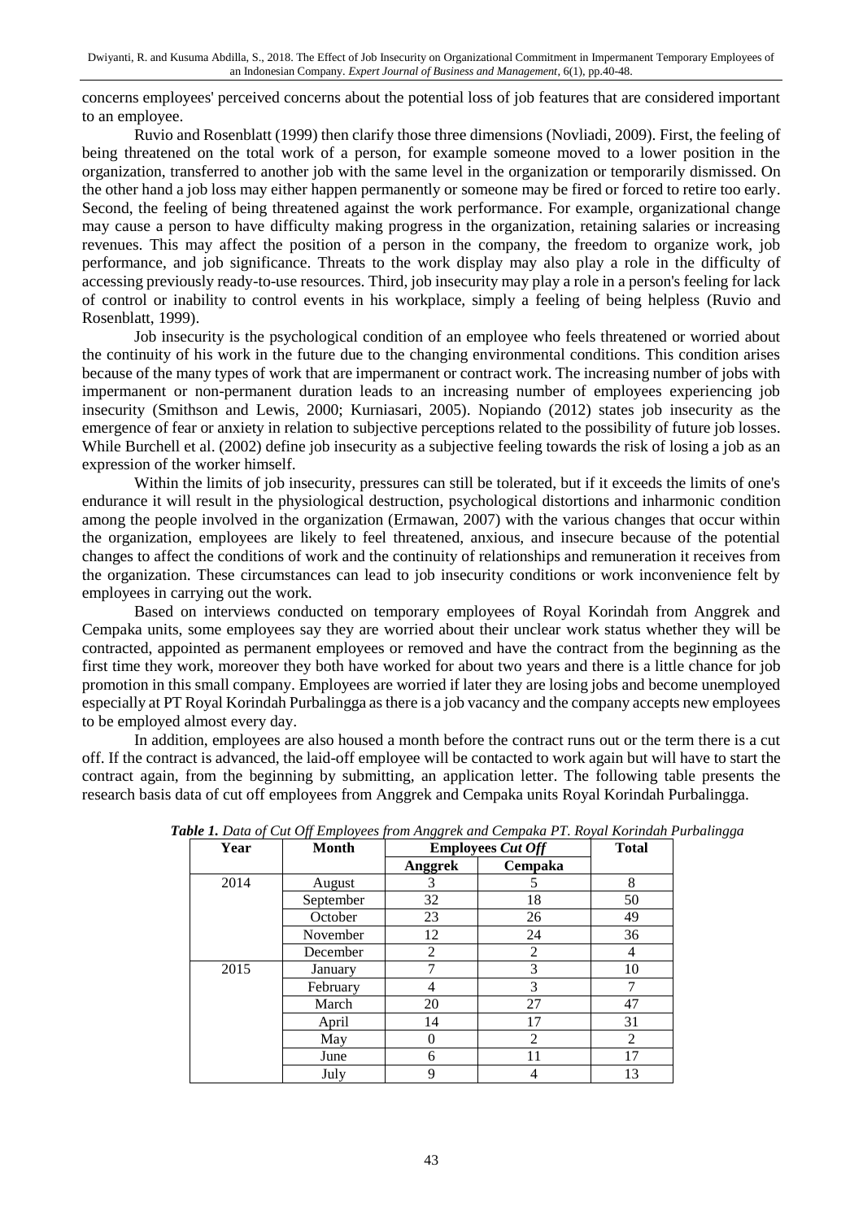concerns employees' perceived concerns about the potential loss of job features that are considered important to an employee.

Ruvio and Rosenblatt (1999) then clarify those three dimensions (Novliadi, 2009). First, the feeling of being threatened on the total work of a person, for example someone moved to a lower position in the organization, transferred to another job with the same level in the organization or temporarily dismissed. On the other hand a job loss may either happen permanently or someone may be fired or forced to retire too early. Second, the feeling of being threatened against the work performance. For example, organizational change may cause a person to have difficulty making progress in the organization, retaining salaries or increasing revenues. This may affect the position of a person in the company, the freedom to organize work, job performance, and job significance. Threats to the work display may also play a role in the difficulty of accessing previously ready-to-use resources. Third, job insecurity may play a role in a person's feeling for lack of control or inability to control events in his workplace, simply a feeling of being helpless (Ruvio and Rosenblatt, 1999).

Job insecurity is the psychological condition of an employee who feels threatened or worried about the continuity of his work in the future due to the changing environmental conditions. This condition arises because of the many types of work that are impermanent or contract work. The increasing number of jobs with impermanent or non-permanent duration leads to an increasing number of employees experiencing job insecurity (Smithson and Lewis, 2000; Kurniasari, 2005). Nopiando (2012) states job insecurity as the emergence of fear or anxiety in relation to subjective perceptions related to the possibility of future job losses. While Burchell et al. (2002) define job insecurity as a subjective feeling towards the risk of losing a job as an expression of the worker himself.

Within the limits of job insecurity, pressures can still be tolerated, but if it exceeds the limits of one's endurance it will result in the physiological destruction, psychological distortions and inharmonic condition among the people involved in the organization (Ermawan, 2007) with the various changes that occur within the organization, employees are likely to feel threatened, anxious, and insecure because of the potential changes to affect the conditions of work and the continuity of relationships and remuneration it receives from the organization. These circumstances can lead to job insecurity conditions or work inconvenience felt by employees in carrying out the work.

Based on interviews conducted on temporary employees of Royal Korindah from Anggrek and Cempaka units, some employees say they are worried about their unclear work status whether they will be contracted, appointed as permanent employees or removed and have the contract from the beginning as the first time they work, moreover they both have worked for about two years and there is a little chance for job promotion in this small company. Employees are worried if later they are losing jobs and become unemployed especially at PT Royal Korindah Purbalingga as there is a job vacancy and the company accepts new employees to be employed almost every day.

In addition, employees are also housed a month before the contract runs out or the term there is a cut off. If the contract is advanced, the laid-off employee will be contacted to work again but will have to start the contract again, from the beginning by submitting, an application letter. The following table presents the research basis data of cut off employees from Anggrek and Cempaka units Royal Korindah Purbalingga.

***Table 1.*** *Data of Cut Off Employees from Anggrek and Cempaka PT. Royal Korindah Purbalingga*

| Year | Month | Employees *Cut Off* | | Total |
|---|---|---|---|---|
| | | Anggrek | Cempaka | |
| 2014 | August | 3 | 5 | 8 |
| | September | 32 | 18 | 50 |
| | October | 23 | 26 | 49 |
| | November | 12 | 24 | 36 |
| | December | 2 | 2 | 4 |
| 2015 | January | 7 | 3 | 10 |
| | February | 4 | 3 | 7 |
| | March | 20 | 27 | 47 |
| | April | 14 | 17 | 31 |
| | May | 0 | 2 | 2 |
| | June | 6 | 11 | 17 |
| | July | 9 | 4 | 13 |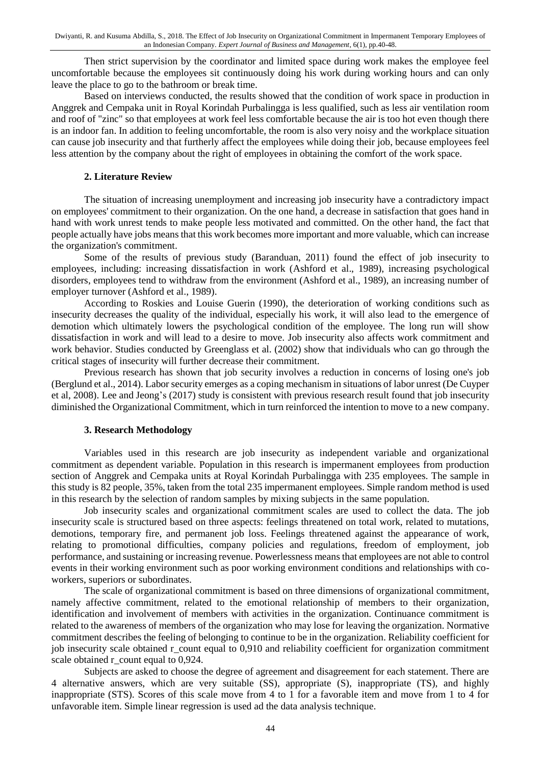Then strict supervision by the coordinator and limited space during work makes the employee feel uncomfortable because the employees sit continuously doing his work during working hours and can only leave the place to go to the bathroom or break time.

Based on interviews conducted, the results showed that the condition of work space in production in Anggrek and Cempaka unit in Royal Korindah Purbalingga is less qualified, such as less air ventilation room and roof of "zinc" so that employees at work feel less comfortable because the air is too hot even though there is an indoor fan. In addition to feeling uncomfortable, the room is also very noisy and the workplace situation can cause job insecurity and that furtherly affect the employees while doing their job, because employees feel less attention by the company about the right of employees in obtaining the comfort of the work space.

## 2. Literature Review

The situation of increasing unemployment and increasing job insecurity have a contradictory impact on employees' commitment to their organization. On the one hand, a decrease in satisfaction that goes hand in hand with work unrest tends to make people less motivated and committed. On the other hand, the fact that people actually have jobs means that this work becomes more important and more valuable, which can increase the organization's commitment.

Some of the results of previous study (Baranduan, 2011) found the effect of job insecurity to employees, including: increasing dissatisfaction in work (Ashford et al., 1989), increasing psychological disorders, employees tend to withdraw from the environment (Ashford et al., 1989), an increasing number of employer turnover (Ashford et al., 1989).

According to Roskies and Louise Guerin (1990), the deterioration of working conditions such as insecurity decreases the quality of the individual, especially his work, it will also lead to the emergence of demotion which ultimately lowers the psychological condition of the employee. The long run will show dissatisfaction in work and will lead to a desire to move. Job insecurity also affects work commitment and work behavior. Studies conducted by Greenglass et al. (2002) show that individuals who can go through the critical stages of insecurity will further decrease their commitment.

Previous research has shown that job security involves a reduction in concerns of losing one's job (Berglund et al., 2014). Labor security emerges as a coping mechanism in situations of labor unrest (De Cuyper et al, 2008). Lee and Jeong's (2017) study is consistent with previous research result found that job insecurity diminished the Organizational Commitment, which in turn reinforced the intention to move to a new company.

## 3. Research Methodology

Variables used in this research are job insecurity as independent variable and organizational commitment as dependent variable. Population in this research is impermanent employees from production section of Anggrek and Cempaka units at Royal Korindah Purbalingga with 235 employees. The sample in this study is 82 people, 35%, taken from the total 235 impermanent employees. Simple random method is used in this research by the selection of random samples by mixing subjects in the same population.

Job insecurity scales and organizational commitment scales are used to collect the data. The job insecurity scale is structured based on three aspects: feelings threatened on total work, related to mutations, demotions, temporary fire, and permanent job loss. Feelings threatened against the appearance of work, relating to promotional difficulties, company policies and regulations, freedom of employment, job performance, and sustaining or increasing revenue. Powerlessness means that employees are not able to control events in their working environment such as poor working environment conditions and relationships with co-workers, superiors or subordinates.

The scale of organizational commitment is based on three dimensions of organizational commitment, namely affective commitment, related to the emotional relationship of members to their organization, identification and involvement of members with activities in the organization. Continuance commitment is related to the awareness of members of the organization who may lose for leaving the organization. Normative commitment describes the feeling of belonging to continue to be in the organization. Reliability coefficient for job insecurity scale obtained $r_{count}$ equal to 0,910 and reliability coefficient for organization commitment scale obtained $r_{count}$ equal to 0,924.

Subjects are asked to choose the degree of agreement and disagreement for each statement. There are 4 alternative answers, which are very suitable (SS), appropriate (S), inappropriate (TS), and highly inappropriate (STS). Scores of this scale move from 4 to 1 for a favorable item and move from 1 to 4 for unfavorable item. Simple linear regression is used ad the data analysis technique.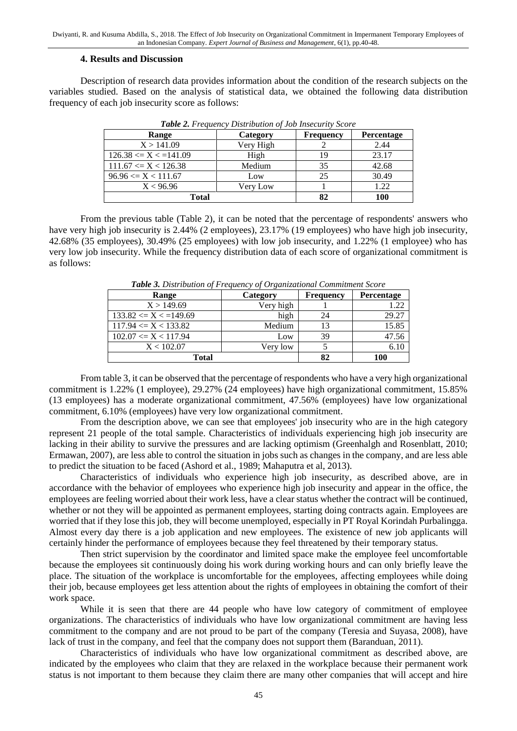### 4. Results and Discussion

Description of research data provides information about the condition of the research subjects on the variables studied. Based on the analysis of statistical data, we obtained the following data distribution frequency of each job insecurity score as follows:

***Table 2.*** *Frequency Distribution of Job Insecurity Score*

| Range | Category | Frequency | Percentage |
|---|---|---|---|
| X > 141.09 | Very High | 2 | 2.44 |
| 126.38 <= X < =141.09 | High | 19 | 23.17 |
| 111.67 <= X < 126.38 | Medium | 35 | 42.68 |
| 96.96 <= X < 111.67 | Low | 25 | 30.49 |
| X < 96.96 | Very Low | 1 | 1.22 |
| **Total** | | **82** | **100** |

From the previous table (Table 2), it can be noted that the percentage of respondents' answers who have very high job insecurity is 2.44% (2 employees), 23.17% (19 employees) who have high job insecurity, 42.68% (35 employees), 30.49% (25 employees) with low job insecurity, and 1.22% (1 employee) who has very low job insecurity. While the frequency distribution data of each score of organizational commitment is as follows:

***Table 3.*** *Distribution of Frequency of Organizational Commitment Score*

| Range | Category | Frequency | Percentage |
|---|---|---|---|
| X > 149.69 | Very high | 1 | 1.22 |
| 133.82 <= X < =149.69 | high | 24 | 29.27 |
| 117.94 <= X < 133.82 | Medium | 13 | 15.85 |
| 102.07 <= X < 117.94 | Low | 39 | 47.56 |
| X < 102.07 | Very low | 5 | 6.10 |
| **Total** | | **82** | **100** |

From table 3, it can be observed that the percentage of respondents who have a very high organizational commitment is 1.22% (1 employee), 29.27% (24 employees) have high organizational commitment, 15.85% (13 employees) has a moderate organizational commitment, 47.56% (employees) have low organizational commitment, 6.10% (employees) have very low organizational commitment.

From the description above, we can see that employees' job insecurity who are in the high category represent 21 people of the total sample. Characteristics of individuals experiencing high job insecurity are lacking in their ability to survive the pressures and are lacking optimism (Greenhalgh and Rosenblatt, 2010; Ermawan, 2007), are less able to control the situation in jobs such as changes in the company, and are less able to predict the situation to be faced (Ashord et al., 1989; Mahaputra et al, 2013).

Characteristics of individuals who experience high job insecurity, as described above, are in accordance with the behavior of employees who experience high job insecurity and appear in the office, the employees are feeling worried about their work less, have a clear status whether the contract will be continued, whether or not they will be appointed as permanent employees, starting doing contracts again. Employees are worried that if they lose this job, they will become unemployed, especially in PT Royal Korindah Purbalingga. Almost every day there is a job application and new employees. The existence of new job applicants will certainly hinder the performance of employees because they feel threatened by their temporary status.

Then strict supervision by the coordinator and limited space make the employee feel uncomfortable because the employees sit continuously doing his work during working hours and can only briefly leave the place. The situation of the workplace is uncomfortable for the employees, affecting employees while doing their job, because employees get less attention about the rights of employees in obtaining the comfort of their work space.

While it is seen that there are 44 people who have low category of commitment of employee organizations. The characteristics of individuals who have low organizational commitment are having less commitment to the company and are not proud to be part of the company (Teresia and Suyasa, 2008), have lack of trust in the company, and feel that the company does not support them (Baranduan, 2011).

Characteristics of individuals who have low organizational commitment as described above, are indicated by the employees who claim that they are relaxed in the workplace because their permanent work status is not important to them because they claim there are many other companies that will accept and hire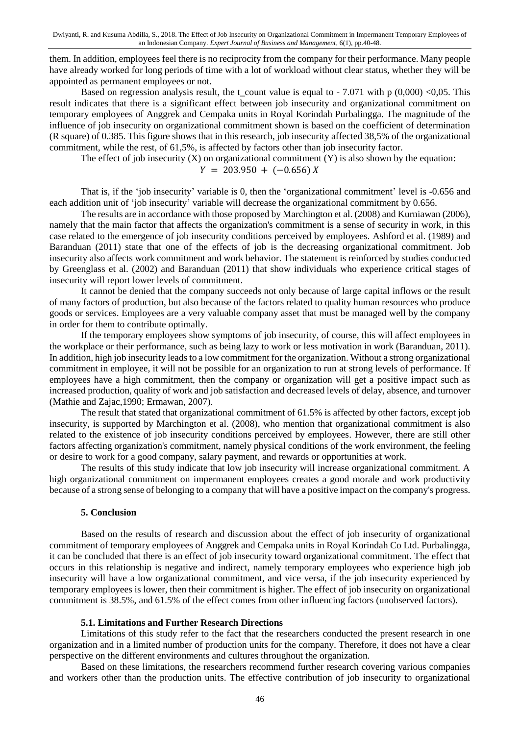them. In addition, employees feel there is no reciprocity from the company for their performance. Many people have already worked for long periods of time with a lot of workload without clear status, whether they will be appointed as permanent employees or not.

Based on regression analysis result, the t_count value is equal to - 7.071 with p (0,000) <0,05. This result indicates that there is a significant effect between job insecurity and organizational commitment on temporary employees of Anggrek and Cempaka units in Royal Korindah Purbalingga. The magnitude of the influence of job insecurity on organizational commitment shown is based on the coefficient of determination (R square) of 0.385. This figure shows that in this research, job insecurity affected 38,5% of the organizational commitment, while the rest, of 61,5%, is affected by factors other than job insecurity factor.

The effect of job insecurity (X) on organizational commitment (Y) is also shown by the equation:

$$Y = 203.950 + (-0.656)\,X$$

That is, if the 'job insecurity' variable is 0, then the 'organizational commitment' level is -0.656 and each addition unit of 'job insecurity' variable will decrease the organizational commitment by 0.656.

The results are in accordance with those proposed by Marchington et al. (2008) and Kurniawan (2006), namely that the main factor that affects the organization's commitment is a sense of security in work, in this case related to the emergence of job insecurity conditions perceived by employees. Ashford et al. (1989) and Baranduan (2011) state that one of the effects of job is the decreasing organizational commitment. Job insecurity also affects work commitment and work behavior. The statement is reinforced by studies conducted by Greenglass et al. (2002) and Baranduan (2011) that show individuals who experience critical stages of insecurity will report lower levels of commitment.

It cannot be denied that the company succeeds not only because of large capital inflows or the result of many factors of production, but also because of the factors related to quality human resources who produce goods or services. Employees are a very valuable company asset that must be managed well by the company in order for them to contribute optimally.

If the temporary employees show symptoms of job insecurity, of course, this will affect employees in the workplace or their performance, such as being lazy to work or less motivation in work (Baranduan, 2011). In addition, high job insecurity leads to a low commitment for the organization. Without a strong organizational commitment in employee, it will not be possible for an organization to run at strong levels of performance. If employees have a high commitment, then the company or organization will get a positive impact such as increased production, quality of work and job satisfaction and decreased levels of delay, absence, and turnover (Mathie and Zajac,1990; Ermawan, 2007).

The result that stated that organizational commitment of 61.5% is affected by other factors, except job insecurity, is supported by Marchington et al. (2008), who mention that organizational commitment is also related to the existence of job insecurity conditions perceived by employees. However, there are still other factors affecting organization's commitment, namely physical conditions of the work environment, the feeling or desire to work for a good company, salary payment, and rewards or opportunities at work.

The results of this study indicate that low job insecurity will increase organizational commitment. A high organizational commitment on impermanent employees creates a good morale and work productivity because of a strong sense of belonging to a company that will have a positive impact on the company's progress.

## 5. Conclusion

Based on the results of research and discussion about the effect of job insecurity of organizational commitment of temporary employees of Anggrek and Cempaka units in Royal Korindah Co Ltd. Purbalingga, it can be concluded that there is an effect of job insecurity toward organizational commitment. The effect that occurs in this relationship is negative and indirect, namely temporary employees who experience high job insecurity will have a low organizational commitment, and vice versa, if the job insecurity experienced by temporary employees is lower, then their commitment is higher. The effect of job insecurity on organizational commitment is 38.5%, and 61.5% of the effect comes from other influencing factors (unobserved factors).

### 5.1. Limitations and Further Research Directions

Limitations of this study refer to the fact that the researchers conducted the present research in one organization and in a limited number of production units for the company. Therefore, it does not have a clear perspective on the different environments and cultures throughout the organization.

Based on these limitations, the researchers recommend further research covering various companies and workers other than the production units. The effective contribution of job insecurity to organizational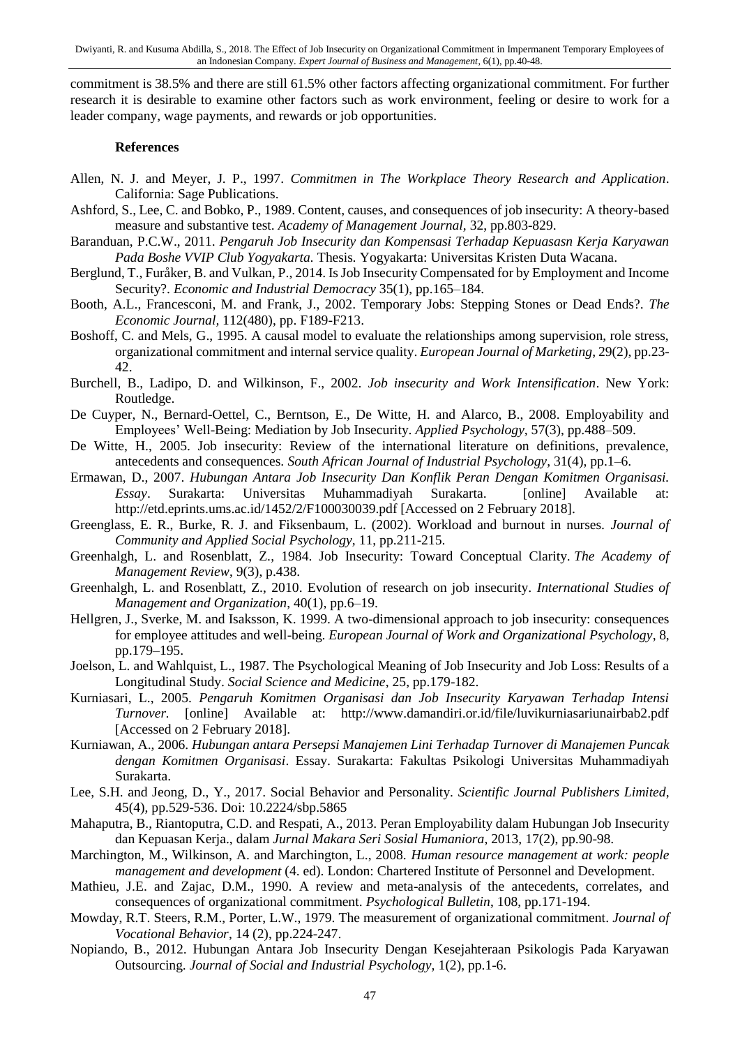commitment is 38.5% and there are still 61.5% other factors affecting organizational commitment. For further research it is desirable to examine other factors such as work environment, feeling or desire to work for a leader company, wage payments, and rewards or job opportunities.

## References

Allen, N. J. and Meyer, J. P., 1997. *Commitmen in The Workplace Theory Research and Application*. California: Sage Publications.

Ashford, S., Lee, C. and Bobko, P., 1989. Content, causes, and consequences of job insecurity: A theory-based measure and substantive test. *Academy of Management Journal*, 32, pp.803-829.

Baranduan, P.C.W., 2011. *Pengaruh Job Insecurity dan Kompensasi Terhadap Kepuasasn Kerja Karyawan Pada Boshe VVIP Club Yogyakarta.* Thesis*.* Yogyakarta: Universitas Kristen Duta Wacana.

Berglund, T., Furåker, B. and Vulkan, P., 2014. Is Job Insecurity Compensated for by Employment and Income Security?. *Economic and Industrial Democracy* 35(1), pp.165–184.

Booth, A.L., Francesconi, M. and Frank, J., 2002. Temporary Jobs: Stepping Stones or Dead Ends?. *The Economic Journal,* 112(480), pp. F189-F213.

Boshoff, C. and Mels, G., 1995. A causal model to evaluate the relationships among supervision, role stress, organizational commitment and internal service quality. *European Journal of Marketing*, 29(2), pp.23-42.

Burchell, B., Ladipo, D. and Wilkinson, F., 2002. *Job insecurity and Work Intensification*. New York: Routledge.

De Cuyper, N., Bernard-Oettel, C., Berntson, E., De Witte, H. and Alarco, B., 2008. Employability and Employees' Well-Being: Mediation by Job Insecurity. *Applied Psychology*, 57(3), pp.488–509.

De Witte, H., 2005. Job insecurity: Review of the international literature on definitions, prevalence, antecedents and consequences. *South African Journal of Industrial Psychology*, 31(4), pp.1–6.

Ermawan, D., 2007. *Hubungan Antara Job Insecurity Dan Konflik Peran Dengan Komitmen Organisasi. Essay*. Surakarta: Universitas Muhammadiyah Surakarta. [online] Available at: http://etd.eprints.ums.ac.id/1452/2/F100030039.pdf [Accessed on 2 February 2018].

Greenglass, E. R., Burke, R. J. and Fiksenbaum, L. (2002). Workload and burnout in nurses. *Journal of Community and Applied Social Psychology,* 11, pp.211-215.

Greenhalgh, L. and Rosenblatt, Z., 1984. Job Insecurity: Toward Conceptual Clarity. *The Academy of Management Review*, 9(3), p.438.

Greenhalgh, L. and Rosenblatt, Z., 2010. Evolution of research on job insecurity. *International Studies of Management and Organization*, 40(1), pp.6–19.

Hellgren, J., Sverke, M. and Isaksson, K. 1999. A two-dimensional approach to job insecurity: consequences for employee attitudes and well-being. *European Journal of Work and Organizational Psychology*, 8, pp.179–195.

Joelson, L. and Wahlquist, L., 1987. The Psychological Meaning of Job Insecurity and Job Loss: Results of a Longitudinal Study. *Social Science and Medicine*, 25, pp.179-182.

Kurniasari, L., 2005. *Pengaruh Komitmen Organisasi dan Job Insecurity Karyawan Terhadap Intensi Turnover.* [online] Available at: http://www.damandiri.or.id/file/luvikurniasariunairbab2.pdf [Accessed on 2 February 2018].

Kurniawan, A., 2006. *Hubungan antara Persepsi Manajemen Lini Terhadap Turnover di Manajemen Puncak dengan Komitmen Organisasi*. Essay. Surakarta: Fakultas Psikologi Universitas Muhammadiyah Surakarta.

Lee, S.H. and Jeong, D., Y., 2017. Social Behavior and Personality. *Scientific Journal Publishers Limited*, 45(4), pp.529-536. Doi: 10.2224/sbp.5865

Mahaputra, B., Riantoputra, C.D. and Respati, A., 2013. Peran Employability dalam Hubungan Job Insecurity dan Kepuasan Kerja., dalam *Jurnal Makara Seri Sosial Humaniora*, 2013, 17(2), pp.90-98.

Marchington, M., Wilkinson, A. and Marchington, L., 2008. *Human resource management at work: people management and development* (4. ed). London: Chartered Institute of Personnel and Development.

Mathieu, J.E. and Zajac, D.M., 1990. A review and meta-analysis of the antecedents, correlates, and consequences of organizational commitment. *Psychological Bulletin*, 108, pp.171-194.

Mowday, R.T. Steers, R.M., Porter, L.W., 1979. The measurement of organizational commitment. *Journal of Vocational Behavior*, 14 (2), pp.224-247.

Nopiando, B., 2012. Hubungan Antara Job Insecurity Dengan Kesejahteraan Psikologis Pada Karyawan Outsourcing. *Journal of Social and Industrial Psychology,* 1(2), pp.1-6.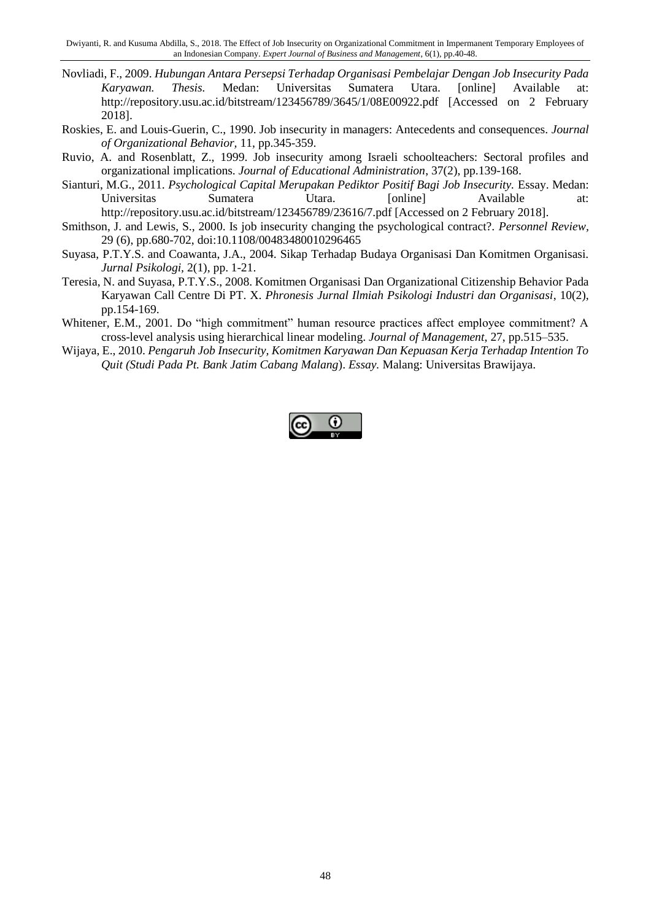Novliadi, F., 2009. *Hubungan Antara Persepsi Terhadap Organisasi Pembelajar Dengan Job Insecurity Pada Karyawan. Thesis.* Medan: Universitas Sumatera Utara. [online] Available at: http://repository.usu.ac.id/bitstream/123456789/3645/1/08E00922.pdf [Accessed on 2 February 2018].

Roskies, E. and Louis-Guerin, C., 1990. Job insecurity in managers: Antecedents and consequences. *Journal of Organizational Behavior,* 11, pp.345-359.

Ruvio, A. and Rosenblatt, Z., 1999. Job insecurity among Israeli schoolteachers: Sectoral profiles and organizational implications. *Journal of Educational Administration*, 37(2), pp.139-168.

Sianturi, M.G., 2011. *Psychological Capital Merupakan Pediktor Positif Bagi Job Insecurity.* Essay. Medan: Universitas Sumatera Utara. [online] Available at: http://repository.usu.ac.id/bitstream/123456789/23616/7.pdf [Accessed on 2 February 2018].

Smithson, J. and Lewis, S., 2000. Is job insecurity changing the psychological contract?. *Personnel Review*, 29 (6), pp.680-702, doi:10.1108/00483480010296465

Suyasa, P.T.Y.S. and Coawanta, J.A., 2004. Sikap Terhadap Budaya Organisasi Dan Komitmen Organisasi. *Jurnal Psikologi*, 2(1), pp. 1-21.

Teresia, N. and Suyasa, P.T.Y.S., 2008. Komitmen Organisasi Dan Organizational Citizenship Behavior Pada Karyawan Call Centre Di PT. X. *Phronesis Jurnal Ilmiah Psikologi Industri dan Organisasi*, 10(2), pp.154-169.

Whitener, E.M., 2001. Do "high commitment" human resource practices affect employee commitment? A cross-level analysis using hierarchical linear modeling. *Journal of Management*, 27, pp.515–535.

Wijaya, E., 2010. *Pengaruh Job Insecurity, Komitmen Karyawan Dan Kepuasan Kerja Terhadap Intention To Quit (Studi Pada Pt. Bank Jatim Cabang Malang*). *Essay.* Malang: Universitas Brawijaya.